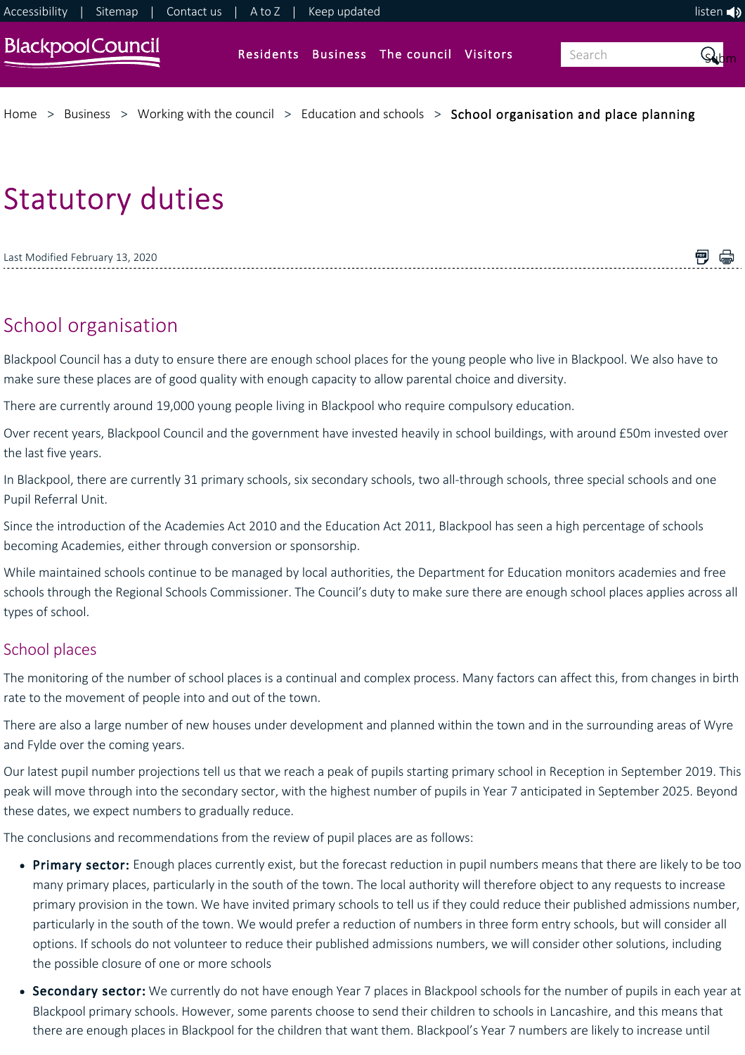Home > Business > Working with the council > Education and schools > School organisation and place planning

# Statutory duties

Last Modified February 13, 2020

## School organisation

Blackpool Council has a duty to ensure there are enough school places for the young people who live in Blackpool. We also have to make sure these places are of good quality with enough capacity to allow parental choice and diversity.

There are currently around 19,000 young people living in Blackpool who require compulsory education.

Over recent years, Blackpool Council and the government have invested heavily in school buildings, with around £50m invested over the last five years.

In Blackpool, there are currently 31 primary schools, six secondary schools, two all-through schools, three special schools and one Pupil Referral Unit.

Since the introduction of the Academies Act 2010 and the Education Act 2011, Blackpool has seen a high percentage of schools becoming Academies, either through conversion or sponsorship.

While maintained schools continue to be managed by local authorities, the Department for Education monitors academies and free schools through the Regional Schools Commissioner. The Council's duty to make sure there are enough school places applies across all types of school.

### School places

The monitoring of the number of school places is a continual and complex process. Many factors can affect this, from changes in birth rate to the movement of people into and out of the town.

There are also a large number of new houses under development and planned within the town and in the surrounding areas of Wyre and Fylde over the coming years.

Our latest pupil number projections tell us that we reach a peak of pupils starting primary school in Reception in September 2019. This peak will move through into the secondary sector, with the highest number of pupils in Year 7 anticipated in September 2025. Beyond these dates, we expect numbers to gradually reduce.

The conclusions and recommendations from the review of pupil places are as follows:

- **Primary sector:** Enough places currently exist, but the forecast reduction in pupil numbers means that there are likely to be too many primary places, particularly in the south of the town. The local authority will therefore object to any requests to increase primary provision in the town. We have invited primary schools to tell us if they could reduce their published admissions number, particularly in the south of the town. We would prefer a reduction of numbers in three form entry schools, but will consider all options. If schools do not volunteer to reduce their published admissions numbers, we will consider other solutions, including the possible closure of one or more schools
- **Secondary sector:** We currently do not have enough Year 7 places in Blackpool schools for the number of pupils in each year at Blackpool primary schools. However, some parents choose to send their children to schools in Lancashire, and this means that there are enough places in Blackpool for the children that want them. Blackpool's Year 7 numbers are likely to increase until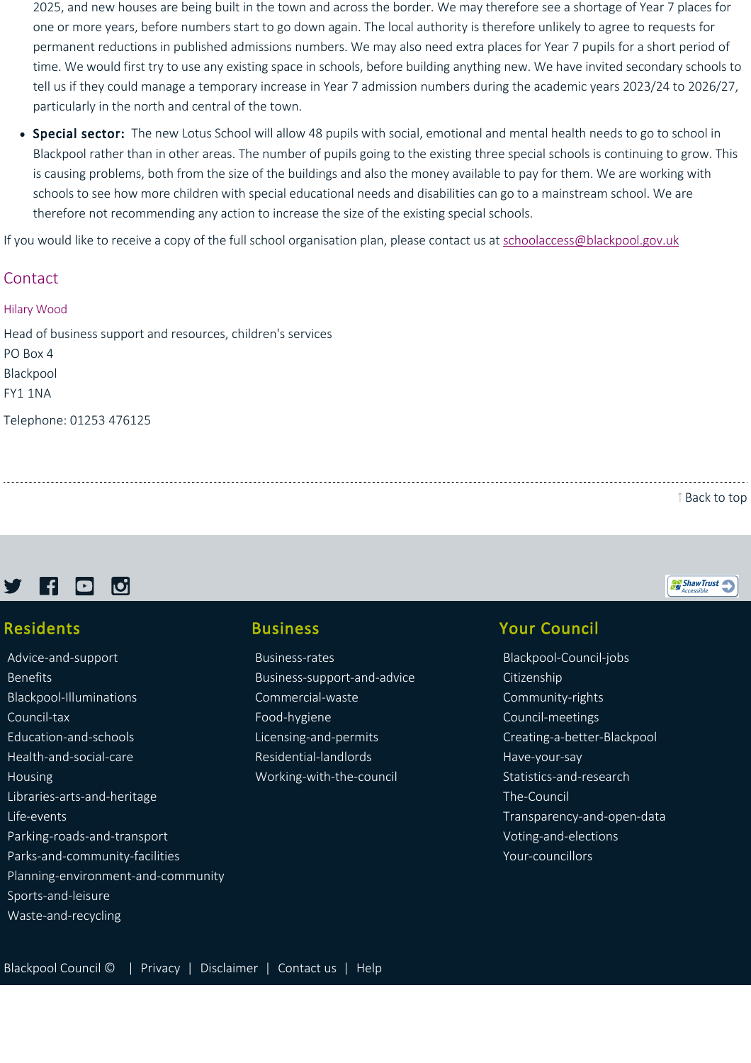2025, and new houses are being built in the town and across the border. We may therefore see a shortage of Year 7 places for one or more years, before numbers start to go down again. The local authority is therefore unlikely to agree to requests for permanent reductions in published admissions numbers. We may also need extra places for Year 7 pupils for a short period of time. We would first try to use any existing space in schools, before building anything new. We have invited secondary schools to tell us if they could manage a temporary increase in Year 7 admission numbers during the academic years 2023/24 to 2026/27, particularly in the north and central of the town.

- **Special sector:** The new Lotus School will allow 48 pupils with social, emotional and mental health needs to go to school in Blackpool rather than in other areas. The number of pupils going to the existing three special schools is continuing to grow. This is causing problems, both from the size of the buildings and also the money available to pay for them. We are working with schools to see how more children with special educational needs and disabilities can go to a mainstream school. We are therefore not recommending any action to increase the size of the existing special schools.

If you would like to receive a copy of the full school organisation plan, please contact us at schoolaccess@blackpool.gov.uk

## Contact

Hilary Wood

Head of business support and resources, children's services
PO Box 4
Blackpool
FY1 1NA

Telephone: 01253 476125

↑ Back to top

### Residents

- Advice-and-support
- Benefits
- Blackpool-Illuminations
- Council-tax
- Education-and-schools
- Health-and-social-care
- Housing
- Libraries-arts-and-heritage
- Life-events
- Parking-roads-and-transport
- Parks-and-community-facilities
- Planning-environment-and-community
- Sports-and-leisure
- Waste-and-recycling

### Business

- Business-rates
- Business-support-and-advice
- Commercial-waste
- Food-hygiene
- Licensing-and-permits
- Residential-landlords
- Working-with-the-council

### Your Council

- Blackpool-Council-jobs
- Citizenship
- Community-rights
- Council-meetings
- Creating-a-better-Blackpool
- Have-your-say
- Statistics-and-research
- The-Council
- Transparency-and-open-data
- Voting-and-elections
- Your-councillors

Blackpool Council © | Privacy | Disclaimer | Contact us | Help